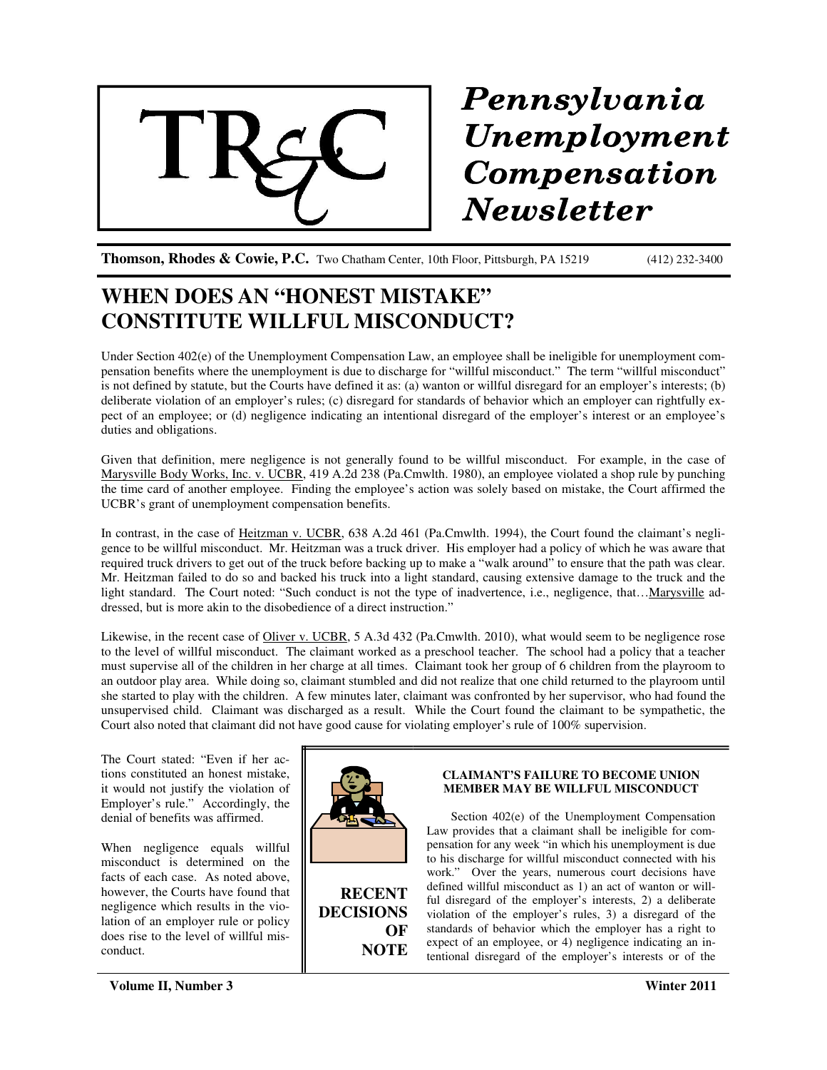# TR&C

# Pennsylvania Unemployment Compensation Newsletter

**Thomson, Rhodes & Cowie, P.C.** Two Chatham Center, 10th Floor, Pittsburgh, PA 15219 (412) 232-3400

## WHEN DOES AN "HONEST MISTAKE" CONSTITUTE WILLFUL MISCONDUCT?

Under Section 402(e) of the Unemployment Compensation Law, an employee shall be ineligible for unemployment compensation benefits where the unemployment is due to discharge for "willful misconduct." The term "willful misconduct" is not defined by statute, but the Courts have defined it as: (a) wanton or willful disregard for an employer's interests; (b) deliberate violation of an employer's rules; (c) disregard for standards of behavior which an employer can rightfully expect of an employee; or (d) negligence indicating an intentional disregard of the employer's interest or an employee's duties and obligations.

Given that definition, mere negligence is not generally found to be willful misconduct. For example, in the case of Marysville Body Works, Inc. v. UCBR, 419 A.2d 238 (Pa.Cmwlth. 1980), an employee violated a shop rule by punching the time card of another employee. Finding the employee's action was solely based on mistake, the Court affirmed the UCBR's grant of unemployment compensation benefits.

In contrast, in the case of Heitzman v. UCBR, 638 A.2d 461 (Pa.Cmwlth. 1994), the Court found the claimant's negligence to be willful misconduct. Mr. Heitzman was a truck driver. His employer had a policy of which he was aware that required truck drivers to get out of the truck before backing up to make a "walk around" to ensure that the path was clear. Mr. Heitzman failed to do so and backed his truck into a light standard, causing extensive damage to the truck and the light standard. The Court noted: "Such conduct is not the type of inadvertence, i.e., negligence, that…Marysville addressed, but is more akin to the disobedience of a direct instruction."

Likewise, in the recent case of Oliver v. UCBR, 5 A.3d 432 (Pa.Cmwlth. 2010), what would seem to be negligence rose to the level of willful misconduct. The claimant worked as a preschool teacher. The school had a policy that a teacher must supervise all of the children in her charge at all times. Claimant took her group of 6 children from the playroom to an outdoor play area. While doing so, claimant stumbled and did not realize that one child returned to the playroom until she started to play with the children. A few minutes later, claimant was confronted by her supervisor, who had found the unsupervised child. Claimant was discharged as a result. While the Court found the claimant to be sympathetic, the Court also noted that claimant did not have good cause for violating employer's rule of 100% supervision.

The Court stated: "Even if her actions constituted an honest mistake, it would not justify the violation of Employer's rule." Accordingly, the denial of benefits was affirmed.

When negligence equals willful misconduct is determined on the facts of each case. As noted above, however, the Courts have found that negligence which results in the violation of an employer rule or policy does rise to the level of willful misconduct.

## RECENT DECISIONS OF NOTE

### CLAIMANT'S FAILURE TO BECOME UNION MEMBER MAY BE WILLFUL MISCONDUCT

Section 402(e) of the Unemployment Compensation Law provides that a claimant shall be ineligible for compensation for any week "in which his unemployment is due to his discharge for willful misconduct connected with his work." Over the years, numerous court decisions have defined willful misconduct as 1) an act of wanton or willful disregard of the employer's interests, 2) a deliberate violation of the employer's rules, 3) a disregard of the standards of behavior which the employer has a right to expect of an employee, or 4) negligence indicating an intentional disregard of the employer's interests or of the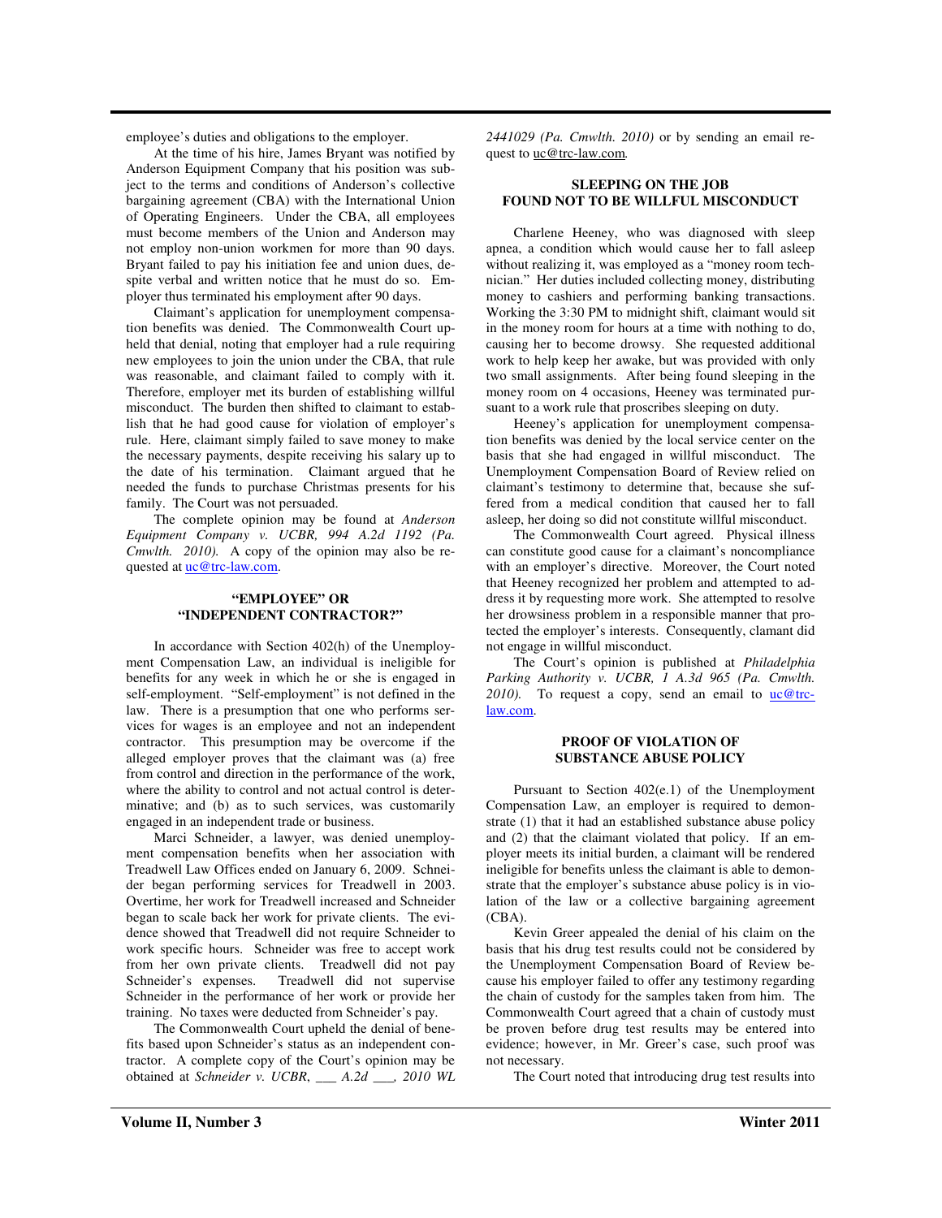employee's duties and obligations to the employer.

At the time of his hire, James Bryant was notified by Anderson Equipment Company that his position was subject to the terms and conditions of Anderson's collective bargaining agreement (CBA) with the International Union of Operating Engineers. Under the CBA, all employees must become members of the Union and Anderson may not employ non-union workmen for more than 90 days. Bryant failed to pay his initiation fee and union dues, despite verbal and written notice that he must do so. Employer thus terminated his employment after 90 days.

Claimant's application for unemployment compensation benefits was denied. The Commonwealth Court upheld that denial, noting that employer had a rule requiring new employees to join the union under the CBA, that rule was reasonable, and claimant failed to comply with it. Therefore, employer met its burden of establishing willful misconduct. The burden then shifted to claimant to establish that he had good cause for violation of employer's rule. Here, claimant simply failed to save money to make the necessary payments, despite receiving his salary up to the date of his termination. Claimant argued that he needed the funds to purchase Christmas presents for his family. The Court was not persuaded.

The complete opinion may be found at *Anderson Equipment Company v. UCBR, 994 A.2d 1192 (Pa. Cmwlth. 2010).* A copy of the opinion may also be requested at uc@trc-law.com.

### "EMPLOYEE" OR "INDEPENDENT CONTRACTOR?"

In accordance with Section 402(h) of the Unemployment Compensation Law, an individual is ineligible for benefits for any week in which he or she is engaged in self-employment. "Self-employment" is not defined in the law. There is a presumption that one who performs services for wages is an employee and not an independent contractor. This presumption may be overcome if the alleged employer proves that the claimant was (a) free from control and direction in the performance of the work, where the ability to control and not actual control is determinative; and (b) as to such services, was customarily engaged in an independent trade or business.

Marci Schneider, a lawyer, was denied unemployment compensation benefits when her association with Treadwell Law Offices ended on January 6, 2009. Schneider began performing services for Treadwell in 2003. Overtime, her work for Treadwell increased and Schneider began to scale back her work for private clients. The evidence showed that Treadwell did not require Schneider to work specific hours. Schneider was free to accept work from her own private clients. Treadwell did not pay Schneider's expenses. Treadwell did not supervise Schneider in the performance of her work or provide her training. No taxes were deducted from Schneider's pay.

The Commonwealth Court upheld the denial of benefits based upon Schneider's status as an independent contractor. A complete copy of the Court's opinion may be obtained at *Schneider v. UCBR*, *___ A.2d ___, 2010 WL 2441029 (Pa. Cmwlth. 2010)* or by sending an email request to uc@trc-law.com.

### SLEEPING ON THE JOB FOUND NOT TO BE WILLFUL MISCONDUCT

Charlene Heeney, who was diagnosed with sleep apnea, a condition which would cause her to fall asleep without realizing it, was employed as a "money room technician." Her duties included collecting money, distributing money to cashiers and performing banking transactions. Working the 3:30 PM to midnight shift, claimant would sit in the money room for hours at a time with nothing to do, causing her to become drowsy. She requested additional work to help keep her awake, but was provided with only two small assignments. After being found sleeping in the money room on 4 occasions, Heeney was terminated pursuant to a work rule that proscribes sleeping on duty.

Heeney's application for unemployment compensation benefits was denied by the local service center on the basis that she had engaged in willful misconduct. The Unemployment Compensation Board of Review relied on claimant's testimony to determine that, because she suffered from a medical condition that caused her to fall asleep, her doing so did not constitute willful misconduct.

The Commonwealth Court agreed. Physical illness can constitute good cause for a claimant's noncompliance with an employer's directive. Moreover, the Court noted that Heeney recognized her problem and attempted to address it by requesting more work. She attempted to resolve her drowsiness problem in a responsible manner that protected the employer's interests. Consequently, clamant did not engage in willful misconduct.

The Court's opinion is published at *Philadelphia Parking Authority v. UCBR, 1 A.3d 965 (Pa. Cmwlth. 2010).* To request a copy, send an email to uc@trc-law.com.

### PROOF OF VIOLATION OF SUBSTANCE ABUSE POLICY

Pursuant to Section 402(e.1) of the Unemployment Compensation Law, an employer is required to demonstrate (1) that it had an established substance abuse policy and (2) that the claimant violated that policy. If an employer meets its initial burden, a claimant will be rendered ineligible for benefits unless the claimant is able to demonstrate that the employer's substance abuse policy is in violation of the law or a collective bargaining agreement (CBA).

Kevin Greer appealed the denial of his claim on the basis that his drug test results could not be considered by the Unemployment Compensation Board of Review because his employer failed to offer any testimony regarding the chain of custody for the samples taken from him. The Commonwealth Court agreed that a chain of custody must be proven before drug test results may be entered into evidence; however, in Mr. Greer's case, such proof was not necessary.

The Court noted that introducing drug test results into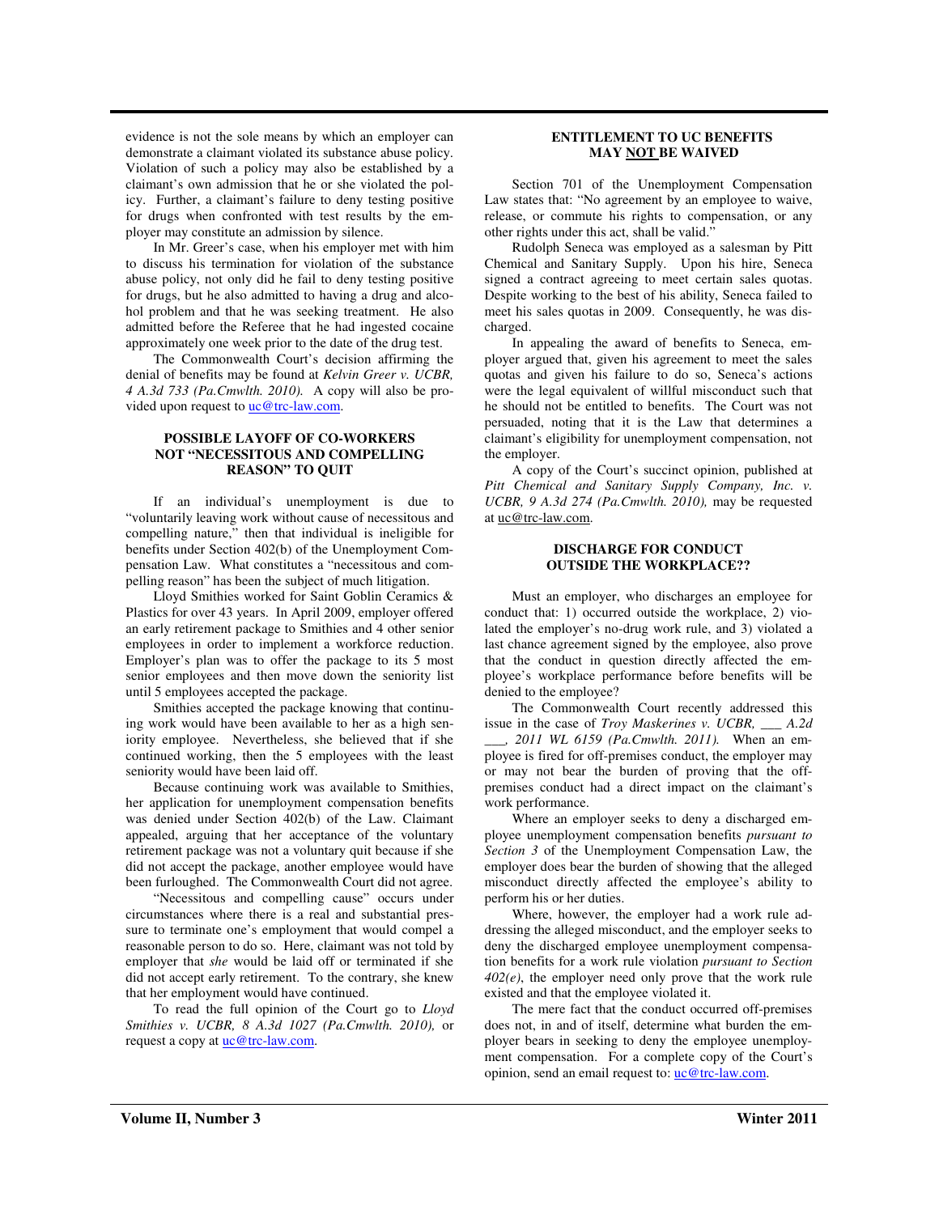evidence is not the sole means by which an employer can demonstrate a claimant violated its substance abuse policy. Violation of such a policy may also be established by a claimant's own admission that he or she violated the policy. Further, a claimant's failure to deny testing positive for drugs when confronted with test results by the employer may constitute an admission by silence.

In Mr. Greer's case, when his employer met with him to discuss his termination for violation of the substance abuse policy, not only did he fail to deny testing positive for drugs, but he also admitted to having a drug and alcohol problem and that he was seeking treatment. He also admitted before the Referee that he had ingested cocaine approximately one week prior to the date of the drug test.

The Commonwealth Court's decision affirming the denial of benefits may be found at *Kelvin Greer v. UCBR, 4 A.3d 733 (Pa.Cmwlth. 2010).* A copy will also be provided upon request to uc@trc-law.com.

### POSSIBLE LAYOFF OF CO-WORKERS NOT "NECESSITOUS AND COMPELLING REASON" TO QUIT

If an individual's unemployment is due to "voluntarily leaving work without cause of necessitous and compelling nature," then that individual is ineligible for benefits under Section 402(b) of the Unemployment Compensation Law. What constitutes a "necessitous and compelling reason" has been the subject of much litigation.

Lloyd Smithies worked for Saint Goblin Ceramics & Plastics for over 43 years. In April 2009, employer offered an early retirement package to Smithies and 4 other senior employees in order to implement a workforce reduction. Employer's plan was to offer the package to its 5 most senior employees and then move down the seniority list until 5 employees accepted the package.

Smithies accepted the package knowing that continuing work would have been available to her as a high seniority employee. Nevertheless, she believed that if she continued working, then the 5 employees with the least seniority would have been laid off.

Because continuing work was available to Smithies, her application for unemployment compensation benefits was denied under Section 402(b) of the Law. Claimant appealed, arguing that her acceptance of the voluntary retirement package was not a voluntary quit because if she did not accept the package, another employee would have been furloughed. The Commonwealth Court did not agree.

"Necessitous and compelling cause" occurs under circumstances where there is a real and substantial pressure to terminate one's employment that would compel a reasonable person to do so. Here, claimant was not told by employer that *she* would be laid off or terminated if she did not accept early retirement. To the contrary, she knew that her employment would have continued.

To read the full opinion of the Court go to *Lloyd Smithies v. UCBR, 8 A.3d 1027 (Pa.Cmwlth. 2010),* or request a copy at uc@trc-law.com.

### ENTITLEMENT TO UC BENEFITS MAY NOT BE WAIVED

Section 701 of the Unemployment Compensation Law states that: "No agreement by an employee to waive, release, or commute his rights to compensation, or any other rights under this act, shall be valid."

Rudolph Seneca was employed as a salesman by Pitt Chemical and Sanitary Supply. Upon his hire, Seneca signed a contract agreeing to meet certain sales quotas. Despite working to the best of his ability, Seneca failed to meet his sales quotas in 2009. Consequently, he was discharged.

In appealing the award of benefits to Seneca, employer argued that, given his agreement to meet the sales quotas and given his failure to do so, Seneca's actions were the legal equivalent of willful misconduct such that he should not be entitled to benefits. The Court was not persuaded, noting that it is the Law that determines a claimant's eligibility for unemployment compensation, not the employer.

A copy of the Court's succinct opinion, published at *Pitt Chemical and Sanitary Supply Company, Inc. v. UCBR, 9 A.3d 274 (Pa.Cmwlth. 2010),* may be requested at uc@trc-law.com.

### DISCHARGE FOR CONDUCT OUTSIDE THE WORKPLACE??

Must an employer, who discharges an employee for conduct that: 1) occurred outside the workplace, 2) violated the employer's no-drug work rule, and 3) violated a last chance agreement signed by the employee, also prove that the conduct in question directly affected the employee's workplace performance before benefits will be denied to the employee?

The Commonwealth Court recently addressed this issue in the case of *Troy Maskerines v. UCBR, ___ A.2d ___, 2011 WL 6159 (Pa.Cmwlth. 2011).* When an employee is fired for off-premises conduct, the employer may or may not bear the burden of proving that the off-premises conduct had a direct impact on the claimant's work performance.

Where an employer seeks to deny a discharged employee unemployment compensation benefits *pursuant to Section 3* of the Unemployment Compensation Law, the employer does bear the burden of showing that the alleged misconduct directly affected the employee's ability to perform his or her duties.

Where, however, the employer had a work rule addressing the alleged misconduct, and the employer seeks to deny the discharged employee unemployment compensation benefits for a work rule violation *pursuant to Section 402(e)*, the employer need only prove that the work rule existed and that the employee violated it.

The mere fact that the conduct occurred off-premises does not, in and of itself, determine what burden the employer bears in seeking to deny the employee unemployment compensation. For a complete copy of the Court's opinion, send an email request to: uc@trc-law.com.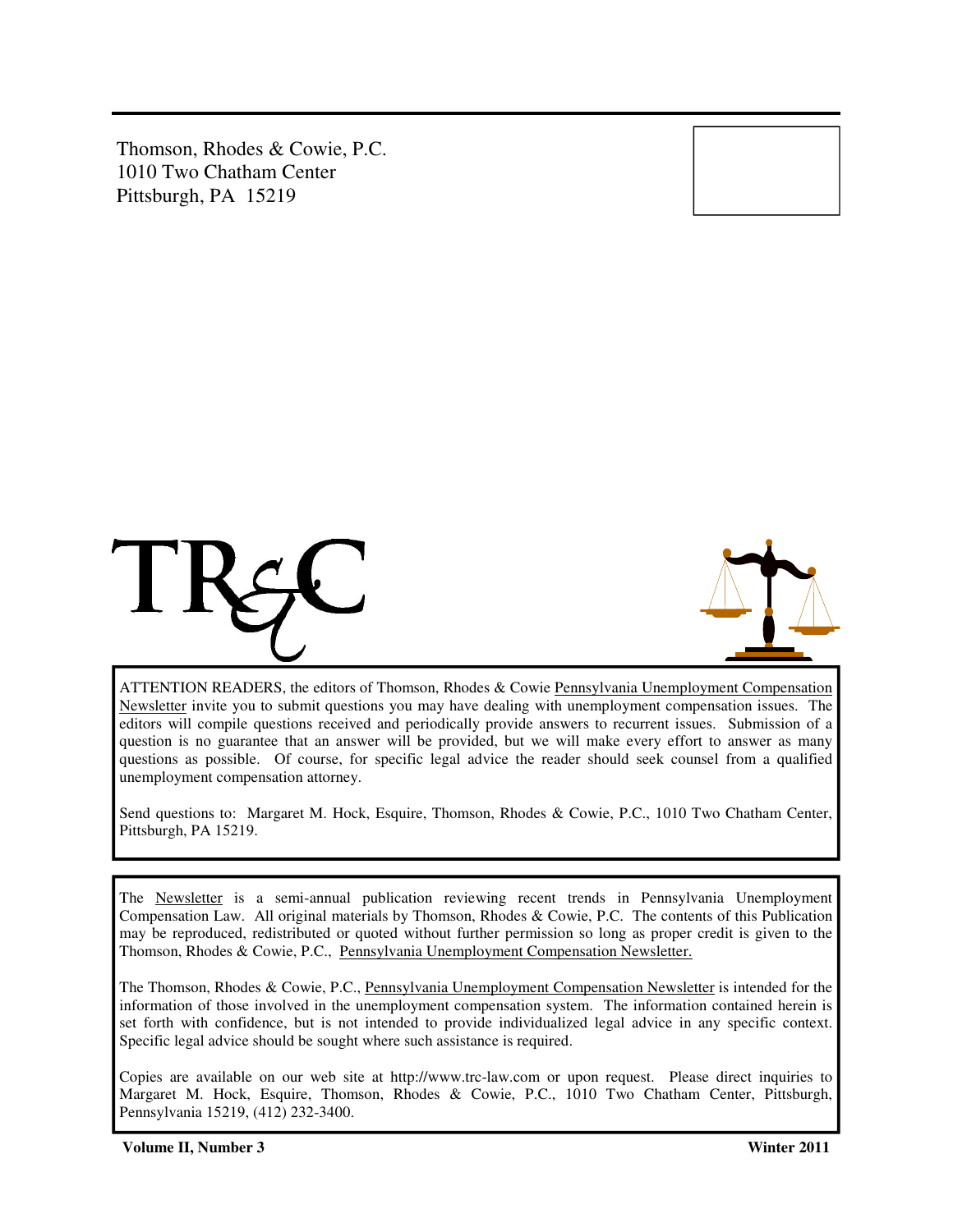Thomson, Rhodes & Cowie, P.C.
1010 Two Chatham Center
Pittsburgh, PA 15219

TR&C

ATTENTION READERS, the editors of Thomson, Rhodes & Cowie Pennsylvania Unemployment Compensation Newsletter invite you to submit questions you may have dealing with unemployment compensation issues. The editors will compile questions received and periodically provide answers to recurrent issues. Submission of a question is no guarantee that an answer will be provided, but we will make every effort to answer as many questions as possible. Of course, for specific legal advice the reader should seek counsel from a qualified unemployment compensation attorney.

Send questions to: Margaret M. Hock, Esquire, Thomson, Rhodes & Cowie, P.C., 1010 Two Chatham Center, Pittsburgh, PA 15219.

The Newsletter is a semi-annual publication reviewing recent trends in Pennsylvania Unemployment Compensation Law. All original materials by Thomson, Rhodes & Cowie, P.C. The contents of this Publication may be reproduced, redistributed or quoted without further permission so long as proper credit is given to the Thomson, Rhodes & Cowie, P.C., Pennsylvania Unemployment Compensation Newsletter.

The Thomson, Rhodes & Cowie, P.C., Pennsylvania Unemployment Compensation Newsletter is intended for the information of those involved in the unemployment compensation system. The information contained herein is set forth with confidence, but is not intended to provide individualized legal advice in any specific context. Specific legal advice should be sought where such assistance is required.

Copies are available on our web site at http://www.trc-law.com or upon request. Please direct inquiries to Margaret M. Hock, Esquire, Thomson, Rhodes & Cowie, P.C., 1010 Two Chatham Center, Pittsburgh, Pennsylvania 15219, (412) 232-3400.

**Volume II, Number 3** **Winter 2011**